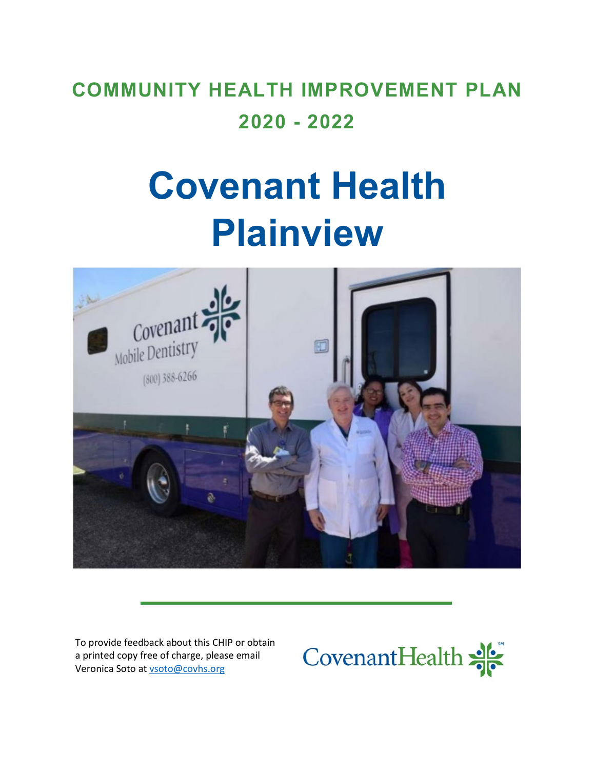# COMMUNITY HEALTH IMPROVEMENT PLAN 2020 - 2022

# Covenant Health Plainview

To provide feedback about this CHIP or obtain a printed copy free of charge, please email Veronica Soto at vsoto@covhs.org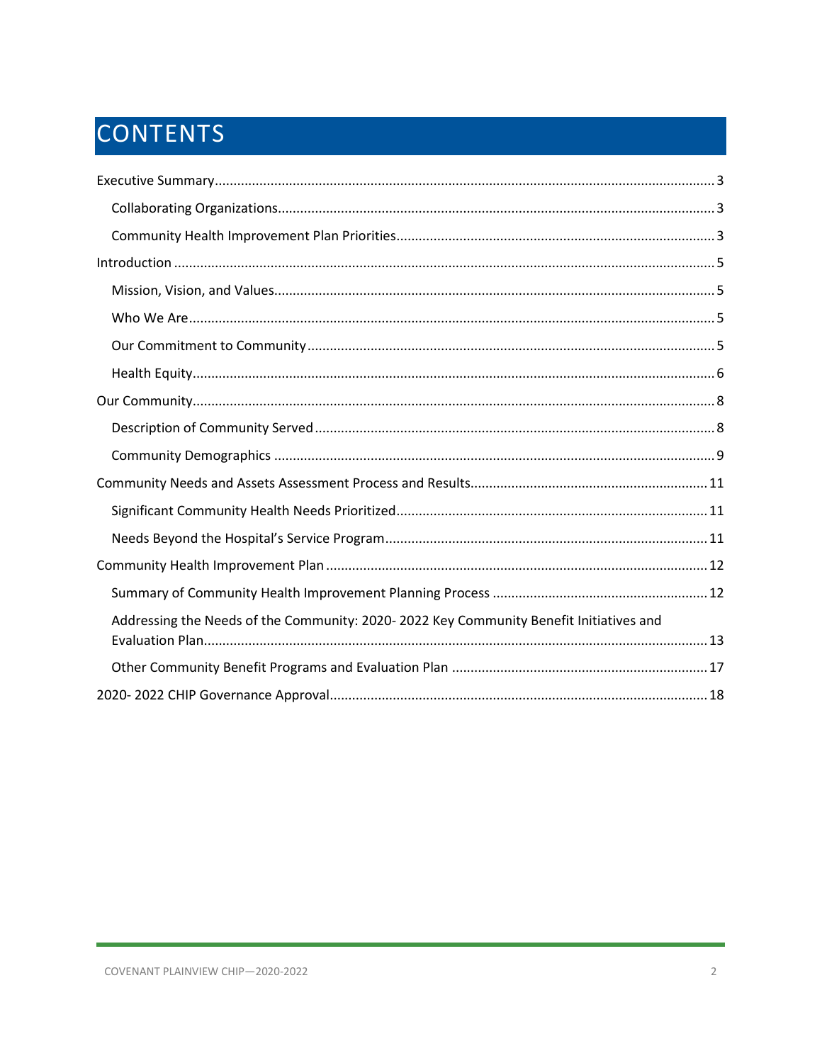# CONTENTS

- Executive Summary ..... 3
  - Collaborating Organizations ..... 3
  - Community Health Improvement Plan Priorities ..... 3
- Introduction ..... 5
  - Mission, Vision, and Values ..... 5
  - Who We Are ..... 5
  - Our Commitment to Community ..... 5
  - Health Equity ..... 6
- Our Community ..... 8
  - Description of Community Served ..... 8
  - Community Demographics ..... 9
- Community Needs and Assets Assessment Process and Results ..... 11
  - Significant Community Health Needs Prioritized ..... 11
  - Needs Beyond the Hospital's Service Program ..... 11
- Community Health Improvement Plan ..... 12
  - Summary of Community Health Improvement Planning Process ..... 12
  - Addressing the Needs of the Community: 2020- 2022 Key Community Benefit Initiatives and Evaluation Plan ..... 13
  - Other Community Benefit Programs and Evaluation Plan ..... 17
- 2020- 2022 CHIP Governance Approval ..... 18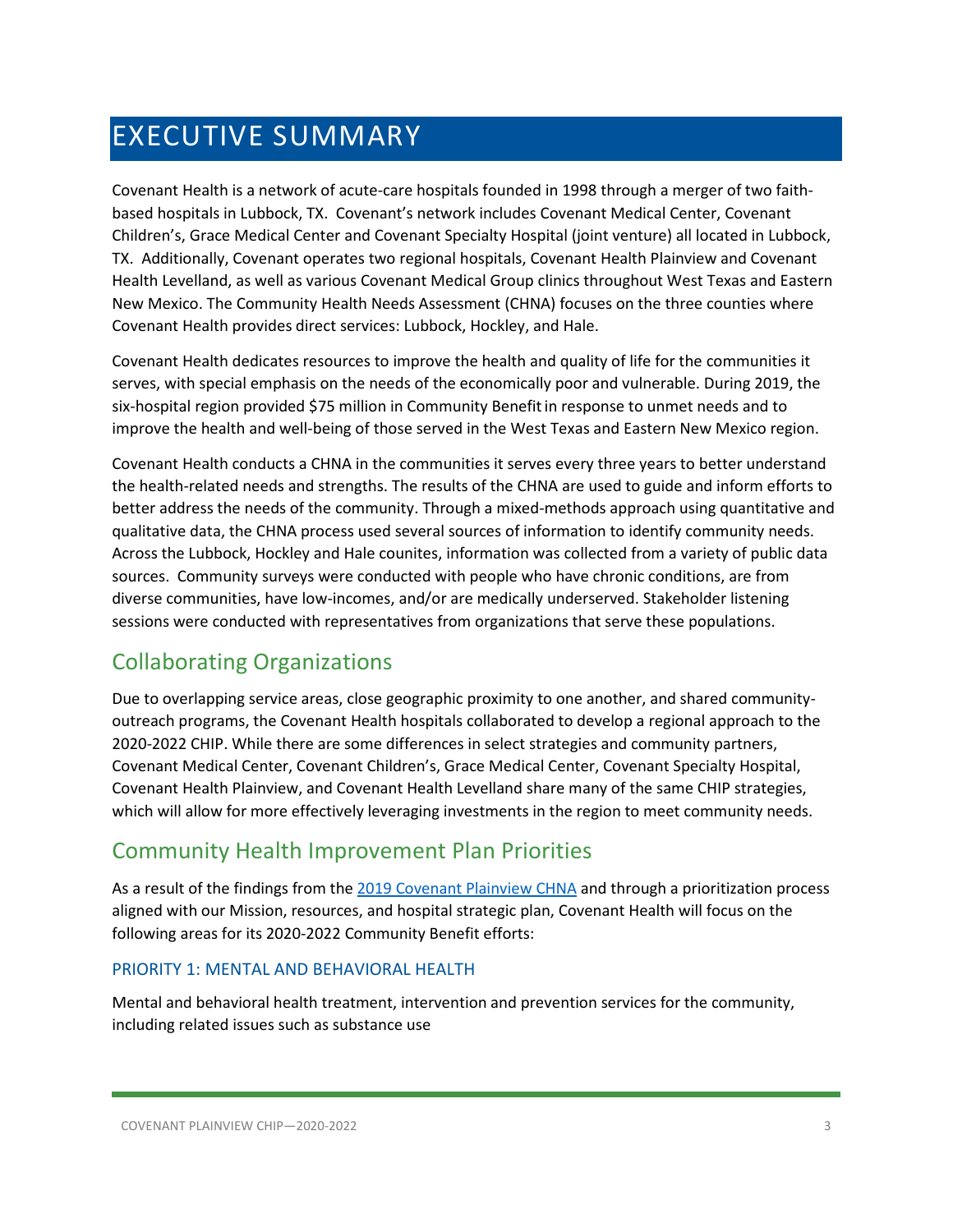# EXECUTIVE SUMMARY

Covenant Health is a network of acute-care hospitals founded in 1998 through a merger of two faith-based hospitals in Lubbock, TX. Covenant's network includes Covenant Medical Center, Covenant Children's, Grace Medical Center and Covenant Specialty Hospital (joint venture) all located in Lubbock, TX. Additionally, Covenant operates two regional hospitals, Covenant Health Plainview and Covenant Health Levelland, as well as various Covenant Medical Group clinics throughout West Texas and Eastern New Mexico. The Community Health Needs Assessment (CHNA) focuses on the three counties where Covenant Health provides direct services: Lubbock, Hockley, and Hale.

Covenant Health dedicates resources to improve the health and quality of life for the communities it serves, with special emphasis on the needs of the economically poor and vulnerable. During 2019, the six-hospital region provided $75 million in Community Benefit in response to unmet needs and to improve the health and well-being of those served in the West Texas and Eastern New Mexico region.

Covenant Health conducts a CHNA in the communities it serves every three years to better understand the health-related needs and strengths. The results of the CHNA are used to guide and inform efforts to better address the needs of the community. Through a mixed-methods approach using quantitative and qualitative data, the CHNA process used several sources of information to identify community needs. Across the Lubbock, Hockley and Hale counites, information was collected from a variety of public data sources. Community surveys were conducted with people who have chronic conditions, are from diverse communities, have low-incomes, and/or are medically underserved. Stakeholder listening sessions were conducted with representatives from organizations that serve these populations.

## Collaborating Organizations

Due to overlapping service areas, close geographic proximity to one another, and shared community-outreach programs, the Covenant Health hospitals collaborated to develop a regional approach to the 2020-2022 CHIP. While there are some differences in select strategies and community partners, Covenant Medical Center, Covenant Children's, Grace Medical Center, Covenant Specialty Hospital, Covenant Health Plainview, and Covenant Health Levelland share many of the same CHIP strategies, which will allow for more effectively leveraging investments in the region to meet community needs.

## Community Health Improvement Plan Priorities

As a result of the findings from the 2019 Covenant Plainview CHNA and through a prioritization process aligned with our Mission, resources, and hospital strategic plan, Covenant Health will focus on the following areas for its 2020-2022 Community Benefit efforts:

### PRIORITY 1: MENTAL AND BEHAVIORAL HEALTH

Mental and behavioral health treatment, intervention and prevention services for the community, including related issues such as substance use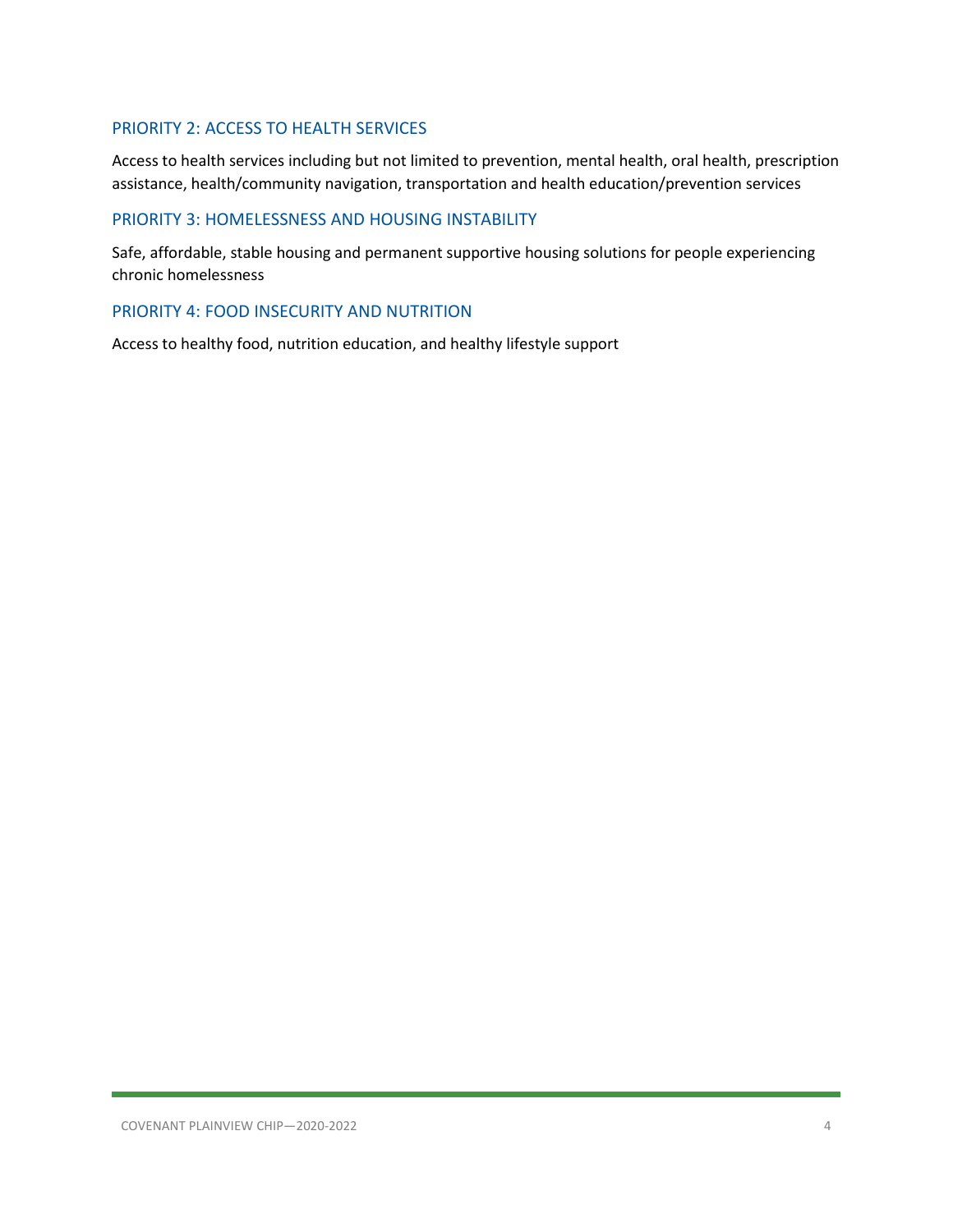### PRIORITY 2: ACCESS TO HEALTH SERVICES

Access to health services including but not limited to prevention, mental health, oral health, prescription assistance, health/community navigation, transportation and health education/prevention services

### PRIORITY 3: HOMELESSNESS AND HOUSING INSTABILITY

Safe, affordable, stable housing and permanent supportive housing solutions for people experiencing chronic homelessness

### PRIORITY 4: FOOD INSECURITY AND NUTRITION

Access to healthy food, nutrition education, and healthy lifestyle support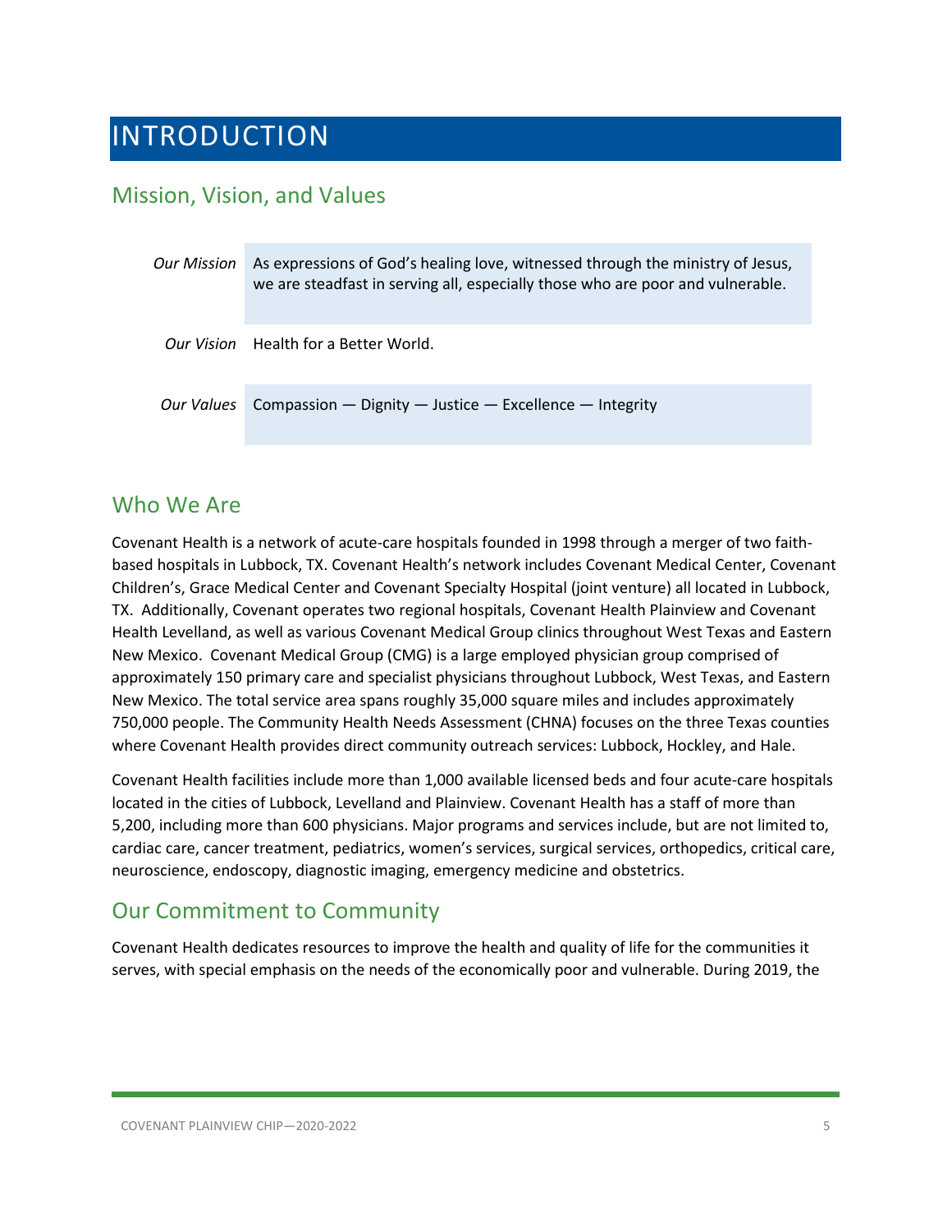# INTRODUCTION

## Mission, Vision, and Values

| | |
|---|---|
| *Our Mission* | As expressions of God's healing love, witnessed through the ministry of Jesus, we are steadfast in serving all, especially those who are poor and vulnerable. |
| *Our Vision* | Health for a Better World. |
| *Our Values* | Compassion — Dignity — Justice — Excellence — Integrity |

## Who We Are

Covenant Health is a network of acute-care hospitals founded in 1998 through a merger of two faith-based hospitals in Lubbock, TX. Covenant Health's network includes Covenant Medical Center, Covenant Children's, Grace Medical Center and Covenant Specialty Hospital (joint venture) all located in Lubbock, TX. Additionally, Covenant operates two regional hospitals, Covenant Health Plainview and Covenant Health Levelland, as well as various Covenant Medical Group clinics throughout West Texas and Eastern New Mexico. Covenant Medical Group (CMG) is a large employed physician group comprised of approximately 150 primary care and specialist physicians throughout Lubbock, West Texas, and Eastern New Mexico. The total service area spans roughly 35,000 square miles and includes approximately 750,000 people. The Community Health Needs Assessment (CHNA) focuses on the three Texas counties where Covenant Health provides direct community outreach services: Lubbock, Hockley, and Hale.

Covenant Health facilities include more than 1,000 available licensed beds and four acute-care hospitals located in the cities of Lubbock, Levelland and Plainview. Covenant Health has a staff of more than 5,200, including more than 600 physicians. Major programs and services include, but are not limited to, cardiac care, cancer treatment, pediatrics, women's services, surgical services, orthopedics, critical care, neuroscience, endoscopy, diagnostic imaging, emergency medicine and obstetrics.

## Our Commitment to Community

Covenant Health dedicates resources to improve the health and quality of life for the communities it serves, with special emphasis on the needs of the economically poor and vulnerable. During 2019, the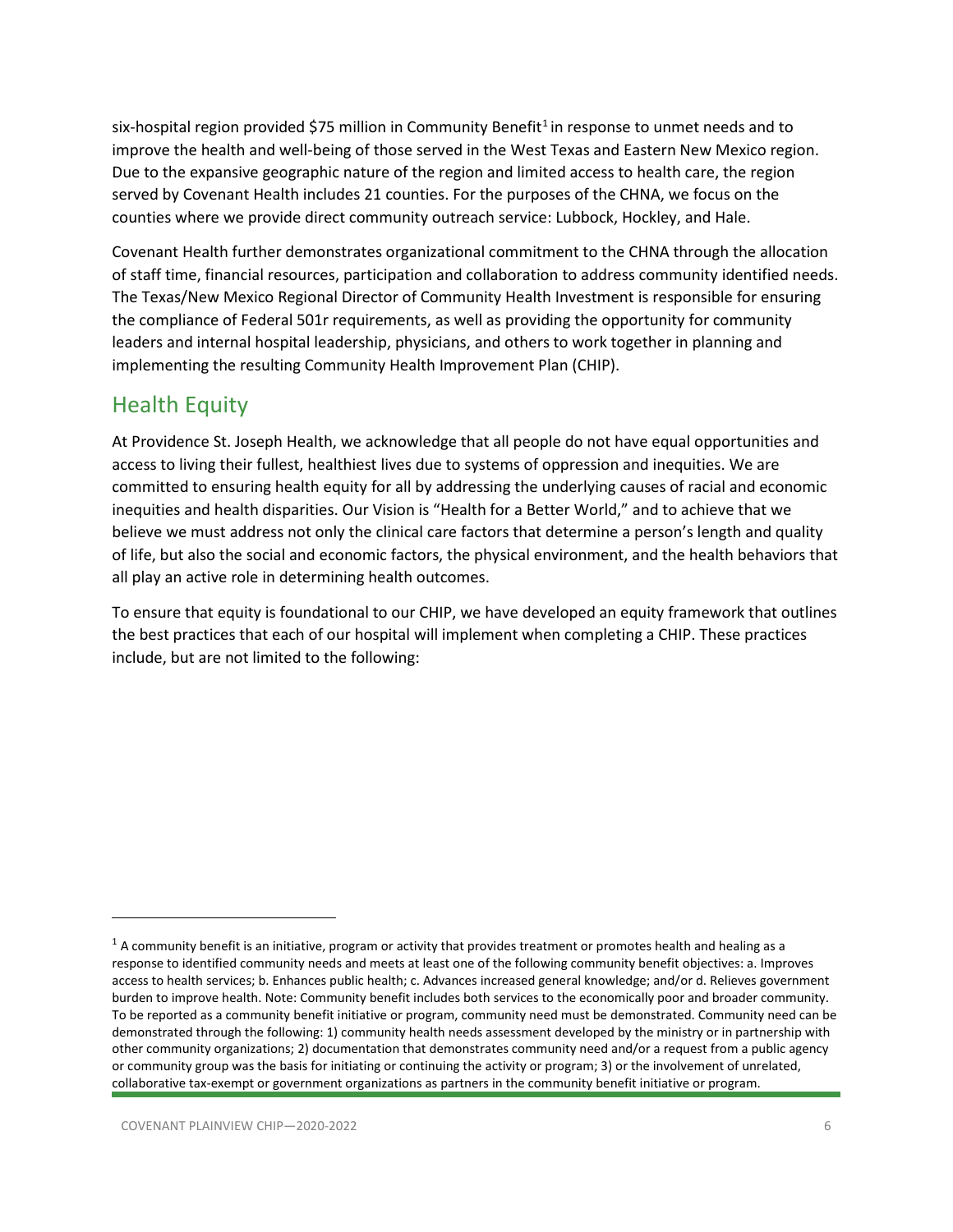six-hospital region provided $75 million in Community Benefit[1] in response to unmet needs and to improve the health and well-being of those served in the West Texas and Eastern New Mexico region. Due to the expansive geographic nature of the region and limited access to health care, the region served by Covenant Health includes 21 counties. For the purposes of the CHNA, we focus on the counties where we provide direct community outreach service: Lubbock, Hockley, and Hale.

Covenant Health further demonstrates organizational commitment to the CHNA through the allocation of staff time, financial resources, participation and collaboration to address community identified needs. The Texas/New Mexico Regional Director of Community Health Investment is responsible for ensuring the compliance of Federal 501r requirements, as well as providing the opportunity for community leaders and internal hospital leadership, physicians, and others to work together in planning and implementing the resulting Community Health Improvement Plan (CHIP).

## Health Equity

At Providence St. Joseph Health, we acknowledge that all people do not have equal opportunities and access to living their fullest, healthiest lives due to systems of oppression and inequities. We are committed to ensuring health equity for all by addressing the underlying causes of racial and economic inequities and health disparities. Our Vision is "Health for a Better World," and to achieve that we believe we must address not only the clinical care factors that determine a person's length and quality of life, but also the social and economic factors, the physical environment, and the health behaviors that all play an active role in determining health outcomes.

To ensure that equity is foundational to our CHIP, we have developed an equity framework that outlines the best practices that each of our hospital will implement when completing a CHIP. These practices include, but are not limited to the following:

---

[1] A community benefit is an initiative, program or activity that provides treatment or promotes health and healing as a response to identified community needs and meets at least one of the following community benefit objectives: a. Improves access to health services; b. Enhances public health; c. Advances increased general knowledge; and/or d. Relieves government burden to improve health. Note: Community benefit includes both services to the economically poor and broader community. To be reported as a community benefit initiative or program, community need must be demonstrated. Community need can be demonstrated through the following: 1) community health needs assessment developed by the ministry or in partnership with other community organizations; 2) documentation that demonstrates community need and/or a request from a public agency or community group was the basis for initiating or continuing the activity or program; 3) or the involvement of unrelated, collaborative tax-exempt or government organizations as partners in the community benefit initiative or program.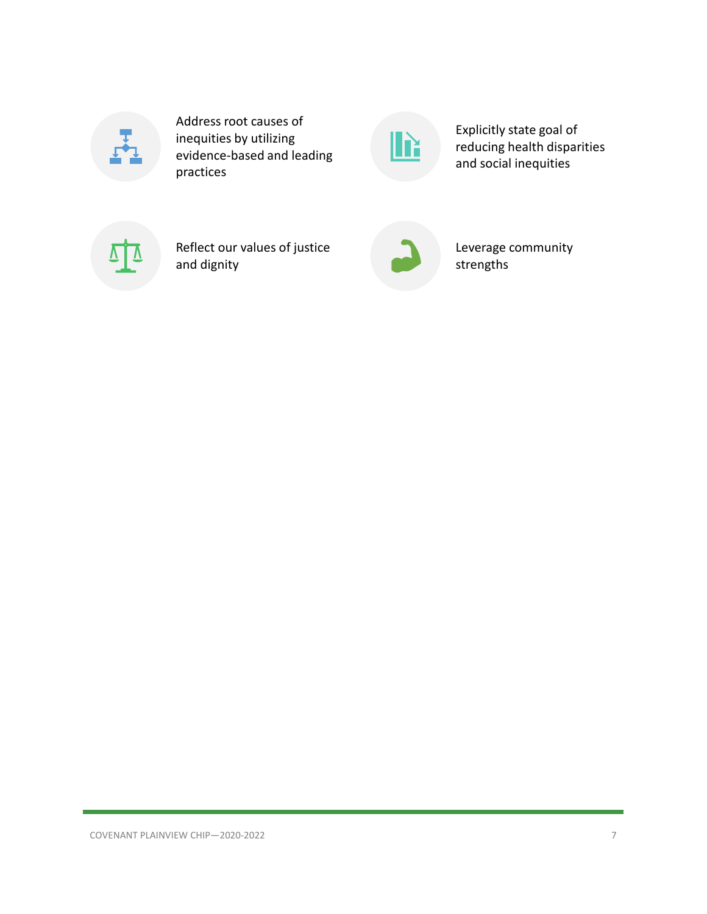- Address root causes of inequities by utilizing evidence-based and leading practices
- Explicitly state goal of reducing health disparities and social inequities
- Reflect our values of justice and dignity
- Leverage community strengths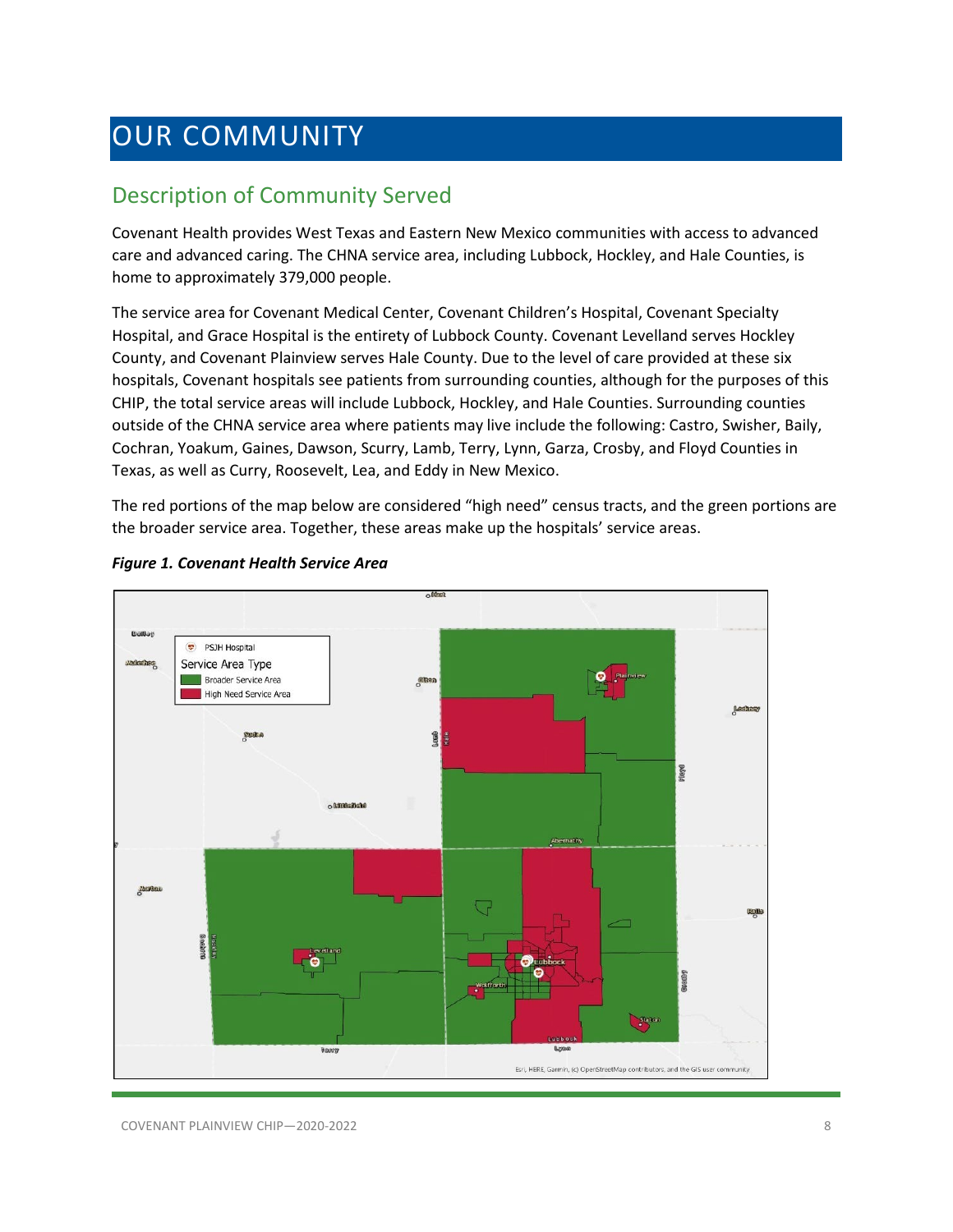# OUR COMMUNITY

## Description of Community Served

Covenant Health provides West Texas and Eastern New Mexico communities with access to advanced care and advanced caring. The CHNA service area, including Lubbock, Hockley, and Hale Counties, is home to approximately 379,000 people.

The service area for Covenant Medical Center, Covenant Children's Hospital, Covenant Specialty Hospital, and Grace Hospital is the entirety of Lubbock County. Covenant Levelland serves Hockley County, and Covenant Plainview serves Hale County. Due to the level of care provided at these six hospitals, Covenant hospitals see patients from surrounding counties, although for the purposes of this CHIP, the total service areas will include Lubbock, Hockley, and Hale Counties. Surrounding counties outside of the CHNA service area where patients may live include the following: Castro, Swisher, Baily, Cochran, Yoakum, Gaines, Dawson, Scurry, Lamb, Terry, Lynn, Garza, Crosby, and Floyd Counties in Texas, as well as Curry, Roosevelt, Lea, and Eddy in New Mexico.

The red portions of the map below are considered "high need" census tracts, and the green portions are the broader service area. Together, these areas make up the hospitals' service areas.

***Figure 1. Covenant Health Service Area***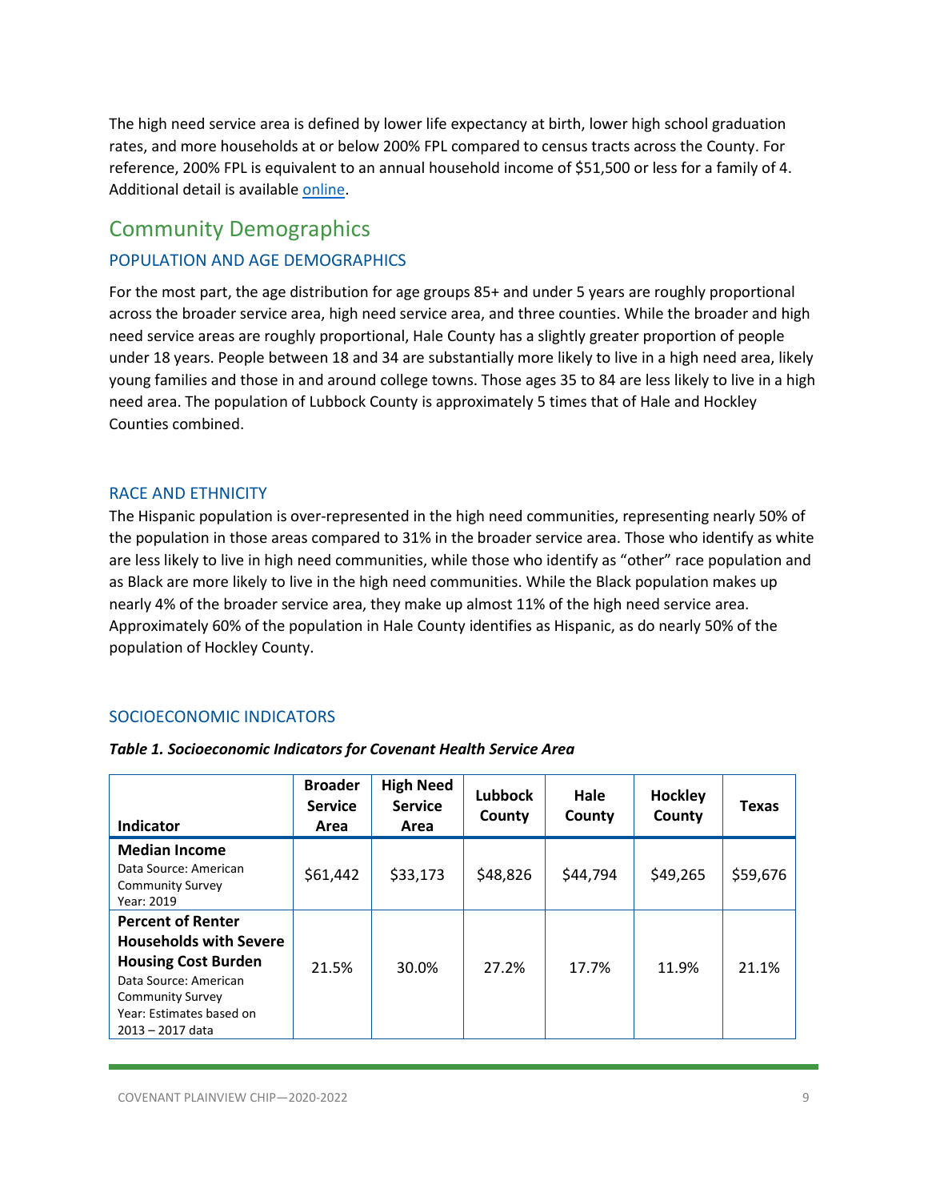The high need service area is defined by lower life expectancy at birth, lower high school graduation rates, and more households at or below 200% FPL compared to census tracts across the County. For reference, 200% FPL is equivalent to an annual household income of $51,500 or less for a family of 4. Additional detail is available [online](#).

## Community Demographics

### POPULATION AND AGE DEMOGRAPHICS

For the most part, the age distribution for age groups 85+ and under 5 years are roughly proportional across the broader service area, high need service area, and three counties. While the broader and high need service areas are roughly proportional, Hale County has a slightly greater proportion of people under 18 years. People between 18 and 34 are substantially more likely to live in a high need area, likely young families and those in and around college towns. Those ages 35 to 84 are less likely to live in a high need area. The population of Lubbock County is approximately 5 times that of Hale and Hockley Counties combined.

### RACE AND ETHNICITY

The Hispanic population is over-represented in the high need communities, representing nearly 50% of the population in those areas compared to 31% in the broader service area. Those who identify as white are less likely to live in high need communities, while those who identify as "other" race population and as Black are more likely to live in the high need communities. While the Black population makes up nearly 4% of the broader service area, they make up almost 11% of the high need service area. Approximately 60% of the population in Hale County identifies as Hispanic, as do nearly 50% of the population of Hockley County.

### SOCIOECONOMIC INDICATORS

***Table 1. Socioeconomic Indicators for Covenant Health Service Area***

| Indicator | Broader Service Area | High Need Service Area | Lubbock County | Hale County | Hockley County | Texas |
|---|---|---|---|---|---|---|
| **Median Income** Data Source: American Community Survey Year: 2019 | $61,442 | $33,173 | $48,826 | $44,794 | $49,265 | $59,676 |
| **Percent of Renter Households with Severe Housing Cost Burden** Data Source: American Community Survey Year: Estimates based on 2013 – 2017 data | 21.5% | 30.0% | 27.2% | 17.7% | 11.9% | 21.1% |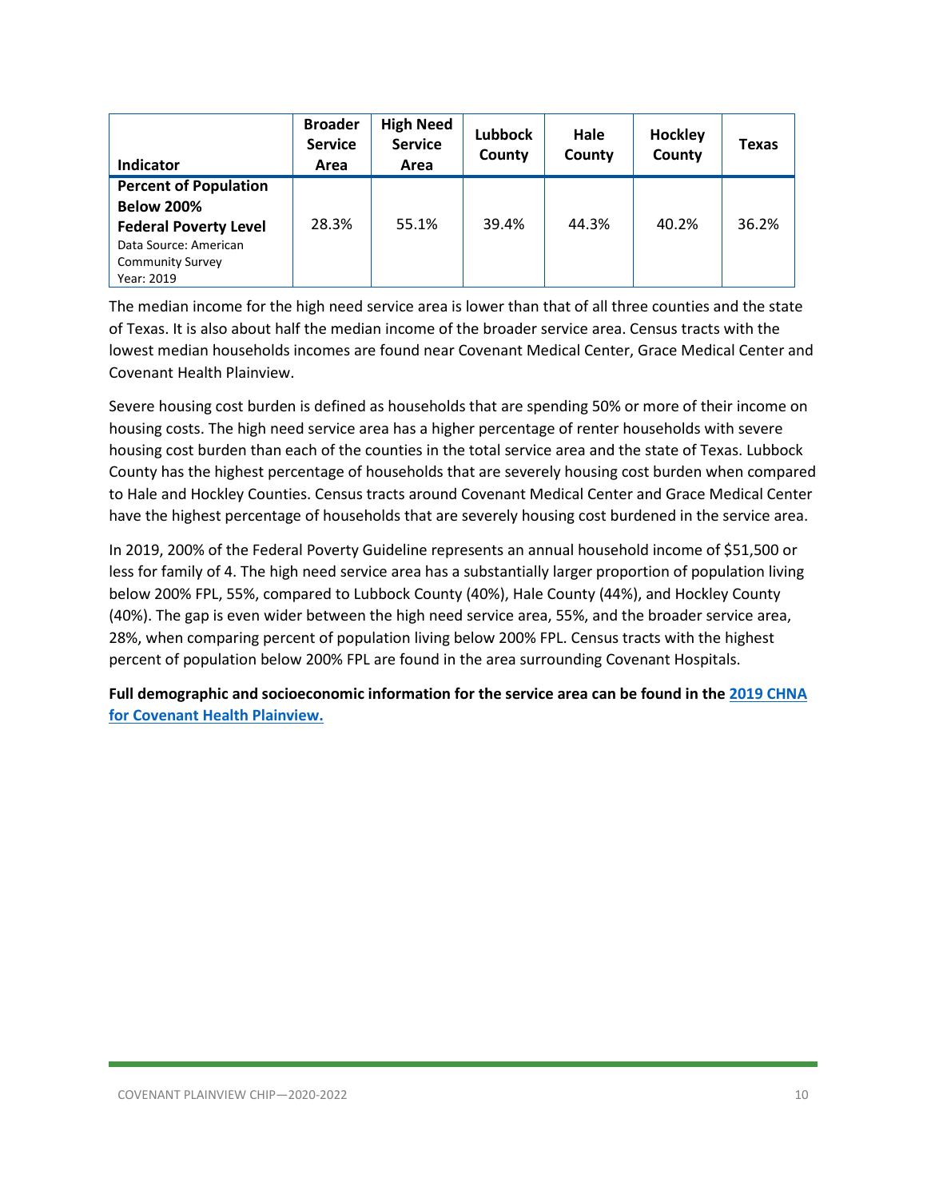| Indicator | Broader Service Area | High Need Service Area | Lubbock County | Hale County | Hockley County | Texas |
|---|---|---|---|---|---|---|
| **Percent of Population Below 200% Federal Poverty Level** Data Source: American Community Survey Year: 2019 | 28.3% | 55.1% | 39.4% | 44.3% | 40.2% | 36.2% |

The median income for the high need service area is lower than that of all three counties and the state of Texas. It is also about half the median income of the broader service area. Census tracts with the lowest median households incomes are found near Covenant Medical Center, Grace Medical Center and Covenant Health Plainview.

Severe housing cost burden is defined as households that are spending 50% or more of their income on housing costs. The high need service area has a higher percentage of renter households with severe housing cost burden than each of the counties in the total service area and the state of Texas. Lubbock County has the highest percentage of households that are severely housing cost burden when compared to Hale and Hockley Counties. Census tracts around Covenant Medical Center and Grace Medical Center have the highest percentage of households that are severely housing cost burdened in the service area.

In 2019, 200% of the Federal Poverty Guideline represents an annual household income of $51,500 or less for family of 4. The high need service area has a substantially larger proportion of population living below 200% FPL, 55%, compared to Lubbock County (40%), Hale County (44%), and Hockley County (40%). The gap is even wider between the high need service area, 55%, and the broader service area, 28%, when comparing percent of population living below 200% FPL. Census tracts with the highest percent of population below 200% FPL are found in the area surrounding Covenant Hospitals.

**Full demographic and socioeconomic information for the service area can be found in the [2019 CHNA for Covenant Health Plainview.]()**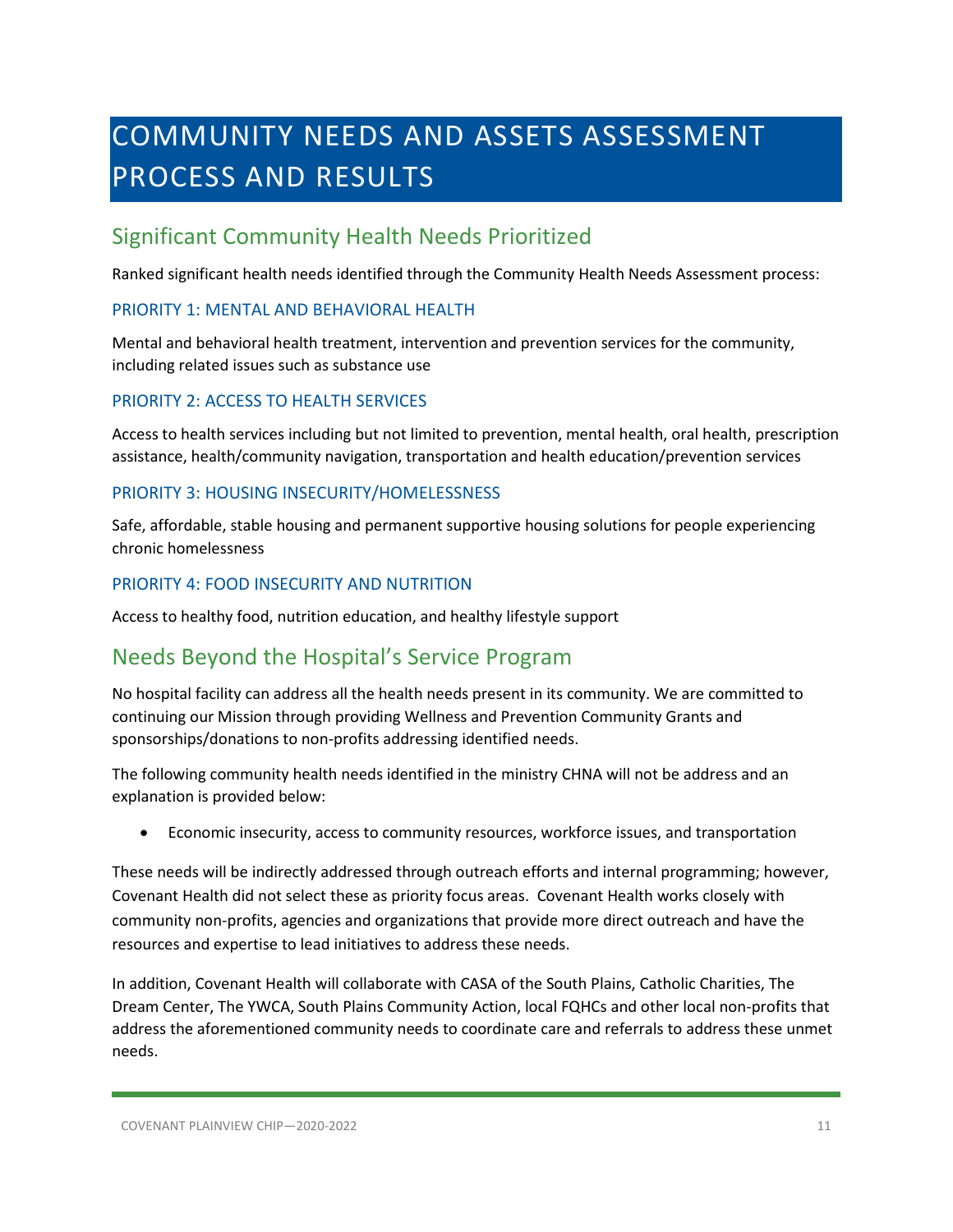# COMMUNITY NEEDS AND ASSETS ASSESSMENT PROCESS AND RESULTS

## Significant Community Health Needs Prioritized

Ranked significant health needs identified through the Community Health Needs Assessment process:

### PRIORITY 1: MENTAL AND BEHAVIORAL HEALTH

Mental and behavioral health treatment, intervention and prevention services for the community, including related issues such as substance use

### PRIORITY 2: ACCESS TO HEALTH SERVICES

Access to health services including but not limited to prevention, mental health, oral health, prescription assistance, health/community navigation, transportation and health education/prevention services

### PRIORITY 3: HOUSING INSECURITY/HOMELESSNESS

Safe, affordable, stable housing and permanent supportive housing solutions for people experiencing chronic homelessness

### PRIORITY 4: FOOD INSECURITY AND NUTRITION

Access to healthy food, nutrition education, and healthy lifestyle support

## Needs Beyond the Hospital's Service Program

No hospital facility can address all the health needs present in its community. We are committed to continuing our Mission through providing Wellness and Prevention Community Grants and sponsorships/donations to non-profits addressing identified needs.

The following community health needs identified in the ministry CHNA will not be address and an explanation is provided below:

- Economic insecurity, access to community resources, workforce issues, and transportation

These needs will be indirectly addressed through outreach efforts and internal programming; however, Covenant Health did not select these as priority focus areas. Covenant Health works closely with community non-profits, agencies and organizations that provide more direct outreach and have the resources and expertise to lead initiatives to address these needs.

In addition, Covenant Health will collaborate with CASA of the South Plains, Catholic Charities, The Dream Center, The YWCA, South Plains Community Action, local FQHCs and other local non-profits that address the aforementioned community needs to coordinate care and referrals to address these unmet needs.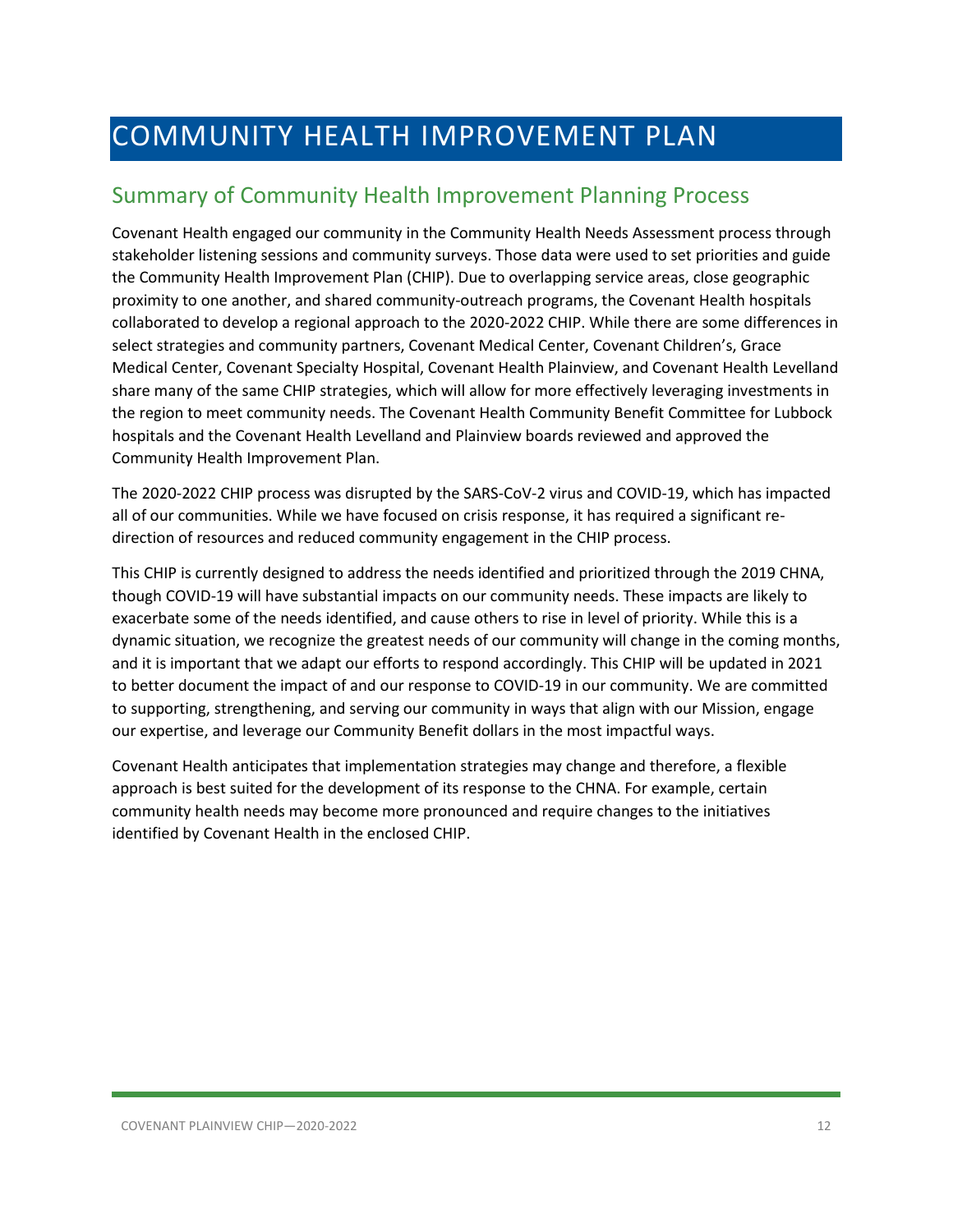# COMMUNITY HEALTH IMPROVEMENT PLAN

## Summary of Community Health Improvement Planning Process

Covenant Health engaged our community in the Community Health Needs Assessment process through stakeholder listening sessions and community surveys. Those data were used to set priorities and guide the Community Health Improvement Plan (CHIP). Due to overlapping service areas, close geographic proximity to one another, and shared community-outreach programs, the Covenant Health hospitals collaborated to develop a regional approach to the 2020-2022 CHIP. While there are some differences in select strategies and community partners, Covenant Medical Center, Covenant Children's, Grace Medical Center, Covenant Specialty Hospital, Covenant Health Plainview, and Covenant Health Levelland share many of the same CHIP strategies, which will allow for more effectively leveraging investments in the region to meet community needs. The Covenant Health Community Benefit Committee for Lubbock hospitals and the Covenant Health Levelland and Plainview boards reviewed and approved the Community Health Improvement Plan.

The 2020-2022 CHIP process was disrupted by the SARS-CoV-2 virus and COVID-19, which has impacted all of our communities. While we have focused on crisis response, it has required a significant re-direction of resources and reduced community engagement in the CHIP process.

This CHIP is currently designed to address the needs identified and prioritized through the 2019 CHNA, though COVID-19 will have substantial impacts on our community needs. These impacts are likely to exacerbate some of the needs identified, and cause others to rise in level of priority. While this is a dynamic situation, we recognize the greatest needs of our community will change in the coming months, and it is important that we adapt our efforts to respond accordingly. This CHIP will be updated in 2021 to better document the impact of and our response to COVID-19 in our community. We are committed to supporting, strengthening, and serving our community in ways that align with our Mission, engage our expertise, and leverage our Community Benefit dollars in the most impactful ways.

Covenant Health anticipates that implementation strategies may change and therefore, a flexible approach is best suited for the development of its response to the CHNA. For example, certain community health needs may become more pronounced and require changes to the initiatives identified by Covenant Health in the enclosed CHIP.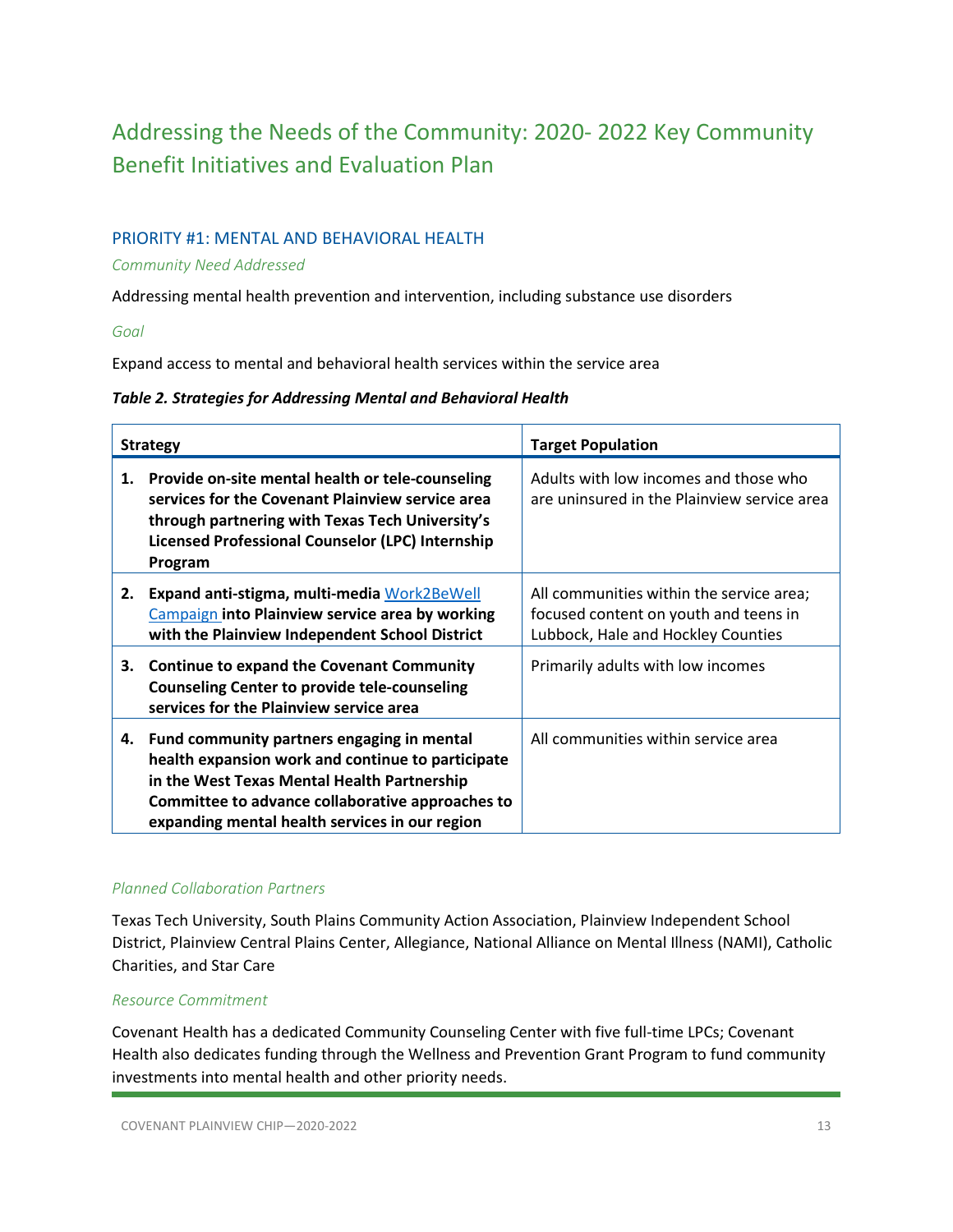# Addressing the Needs of the Community: 2020- 2022 Key Community Benefit Initiatives and Evaluation Plan

## PRIORITY #1: MENTAL AND BEHAVIORAL HEALTH

### *Community Need Addressed*

Addressing mental health prevention and intervention, including substance use disorders

### *Goal*

Expand access to mental and behavioral health services within the service area

***Table 2. Strategies for Addressing Mental and Behavioral Health***

| Strategy | Target Population |
|---|---|
| **1. Provide on-site mental health or tele-counseling services for the Covenant Plainview service area through partnering with Texas Tech University's Licensed Professional Counselor (LPC) Internship Program** | Adults with low incomes and those who are uninsured in the Plainview service area |
| **2. Expand anti-stigma, multi-media** Work2BeWell Campaign **into Plainview service area by working with the Plainview Independent School District** | All communities within the service area; focused content on youth and teens in Lubbock, Hale and Hockley Counties |
| **3. Continue to expand the Covenant Community Counseling Center to provide tele-counseling services for the Plainview service area** | Primarily adults with low incomes |
| **4. Fund community partners engaging in mental health expansion work and continue to participate in the West Texas Mental Health Partnership Committee to advance collaborative approaches to expanding mental health services in our region** | All communities within service area |

### *Planned Collaboration Partners*

Texas Tech University, South Plains Community Action Association, Plainview Independent School District, Plainview Central Plains Center, Allegiance, National Alliance on Mental Illness (NAMI), Catholic Charities, and Star Care

### *Resource Commitment*

Covenant Health has a dedicated Community Counseling Center with five full-time LPCs; Covenant Health also dedicates funding through the Wellness and Prevention Grant Program to fund community investments into mental health and other priority needs.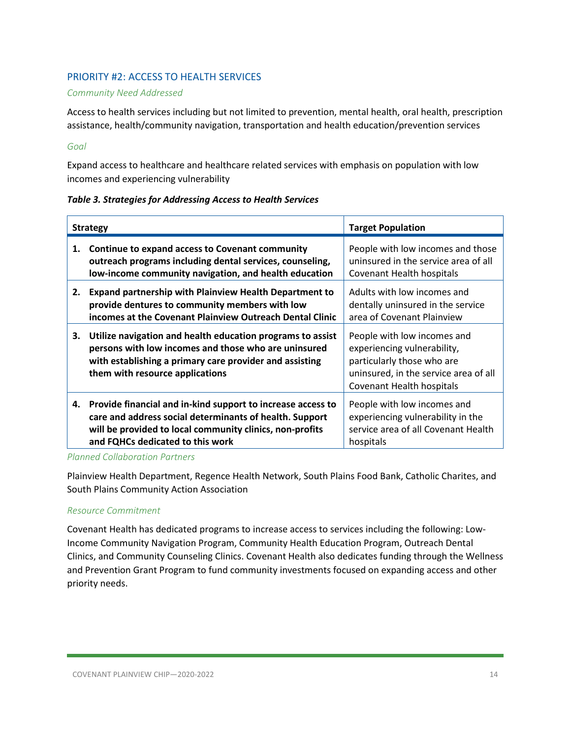## PRIORITY #2: ACCESS TO HEALTH SERVICES

*Community Need Addressed*

Access to health services including but not limited to prevention, mental health, oral health, prescription assistance, health/community navigation, transportation and health education/prevention services

*Goal*

Expand access to healthcare and healthcare related services with emphasis on population with low incomes and experiencing vulnerability

***Table 3. Strategies for Addressing Access to Health Services***

| Strategy | Target Population |
|---|---|
| **1. Continue to expand access to Covenant community outreach programs including dental services, counseling, low-income community navigation, and health education** | People with low incomes and those uninsured in the service area of all Covenant Health hospitals |
| **2. Expand partnership with Plainview Health Department to provide dentures to community members with low incomes at the Covenant Plainview Outreach Dental Clinic** | Adults with low incomes and dentally uninsured in the service area of Covenant Plainview |
| **3. Utilize navigation and health education programs to assist persons with low incomes and those who are uninsured with establishing a primary care provider and assisting them with resource applications** | People with low incomes and experiencing vulnerability, particularly those who are uninsured, in the service area of all Covenant Health hospitals |
| **4. Provide financial and in-kind support to increase access to care and address social determinants of health. Support will be provided to local community clinics, non-profits and FQHCs dedicated to this work** | People with low incomes and experiencing vulnerability in the service area of all Covenant Health hospitals |

*Planned Collaboration Partners*

Plainview Health Department, Regence Health Network, South Plains Food Bank, Catholic Charites, and South Plains Community Action Association

*Resource Commitment*

Covenant Health has dedicated programs to increase access to services including the following: Low-Income Community Navigation Program, Community Health Education Program, Outreach Dental Clinics, and Community Counseling Clinics. Covenant Health also dedicates funding through the Wellness and Prevention Grant Program to fund community investments focused on expanding access and other priority needs.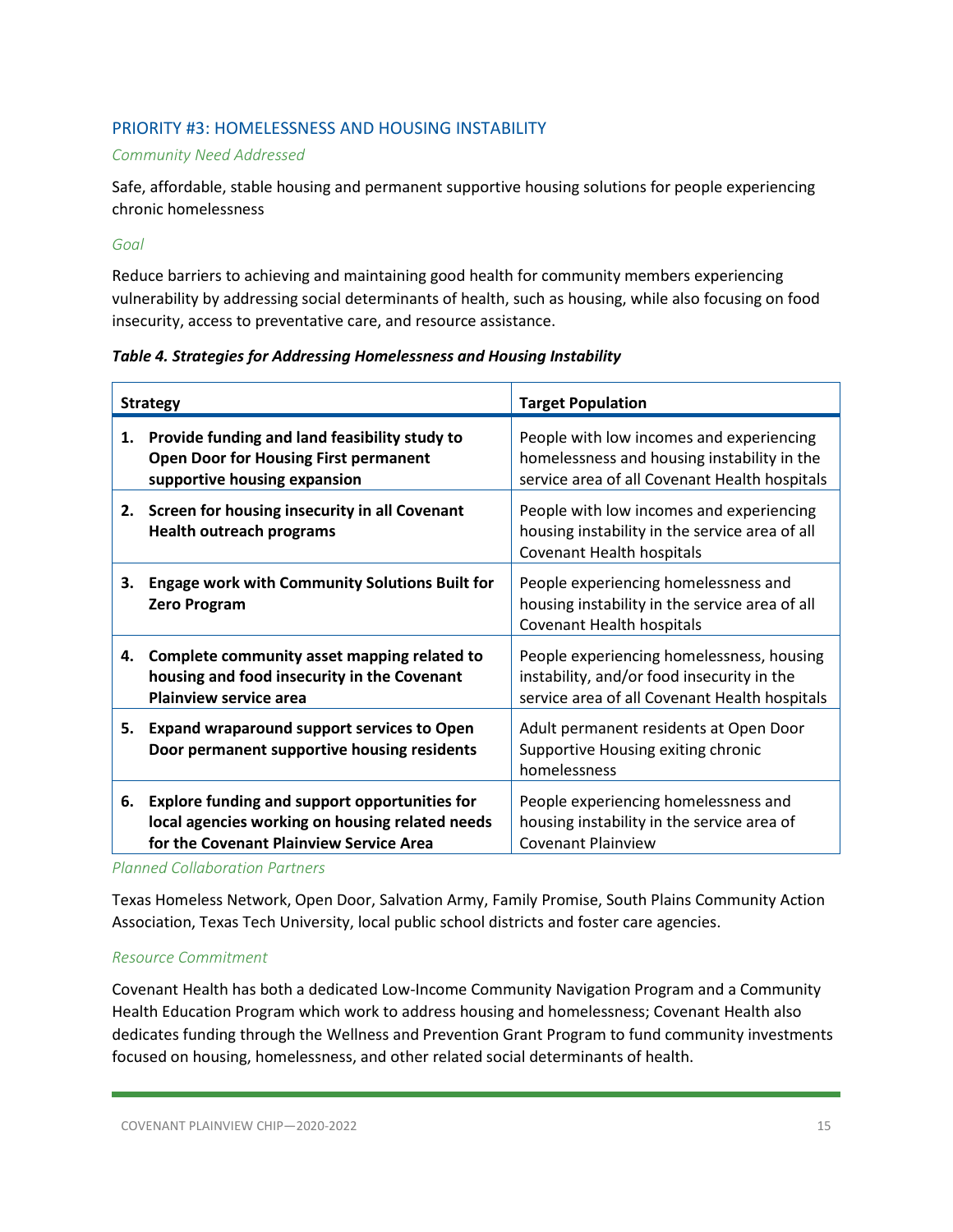## PRIORITY #3: HOMELESSNESS AND HOUSING INSTABILITY

*Community Need Addressed*

Safe, affordable, stable housing and permanent supportive housing solutions for people experiencing chronic homelessness

*Goal*

Reduce barriers to achieving and maintaining good health for community members experiencing vulnerability by addressing social determinants of health, such as housing, while also focusing on food insecurity, access to preventative care, and resource assistance.

***Table 4. Strategies for Addressing Homelessness and Housing Instability***

| Strategy | Target Population |
|---|---|
| **1. Provide funding and land feasibility study to Open Door for Housing First permanent supportive housing expansion** | People with low incomes and experiencing homelessness and housing instability in the service area of all Covenant Health hospitals |
| **2. Screen for housing insecurity in all Covenant Health outreach programs** | People with low incomes and experiencing housing instability in the service area of all Covenant Health hospitals |
| **3. Engage work with Community Solutions Built for Zero Program** | People experiencing homelessness and housing instability in the service area of all Covenant Health hospitals |
| **4. Complete community asset mapping related to housing and food insecurity in the Covenant Plainview service area** | People experiencing homelessness, housing instability, and/or food insecurity in the service area of all Covenant Health hospitals |
| **5. Expand wraparound support services to Open Door permanent supportive housing residents** | Adult permanent residents at Open Door Supportive Housing exiting chronic homelessness |
| **6. Explore funding and support opportunities for local agencies working on housing related needs for the Covenant Plainview Service Area** | People experiencing homelessness and housing instability in the service area of Covenant Plainview |

*Planned Collaboration Partners*

Texas Homeless Network, Open Door, Salvation Army, Family Promise, South Plains Community Action Association, Texas Tech University, local public school districts and foster care agencies.

*Resource Commitment*

Covenant Health has both a dedicated Low-Income Community Navigation Program and a Community Health Education Program which work to address housing and homelessness; Covenant Health also dedicates funding through the Wellness and Prevention Grant Program to fund community investments focused on housing, homelessness, and other related social determinants of health.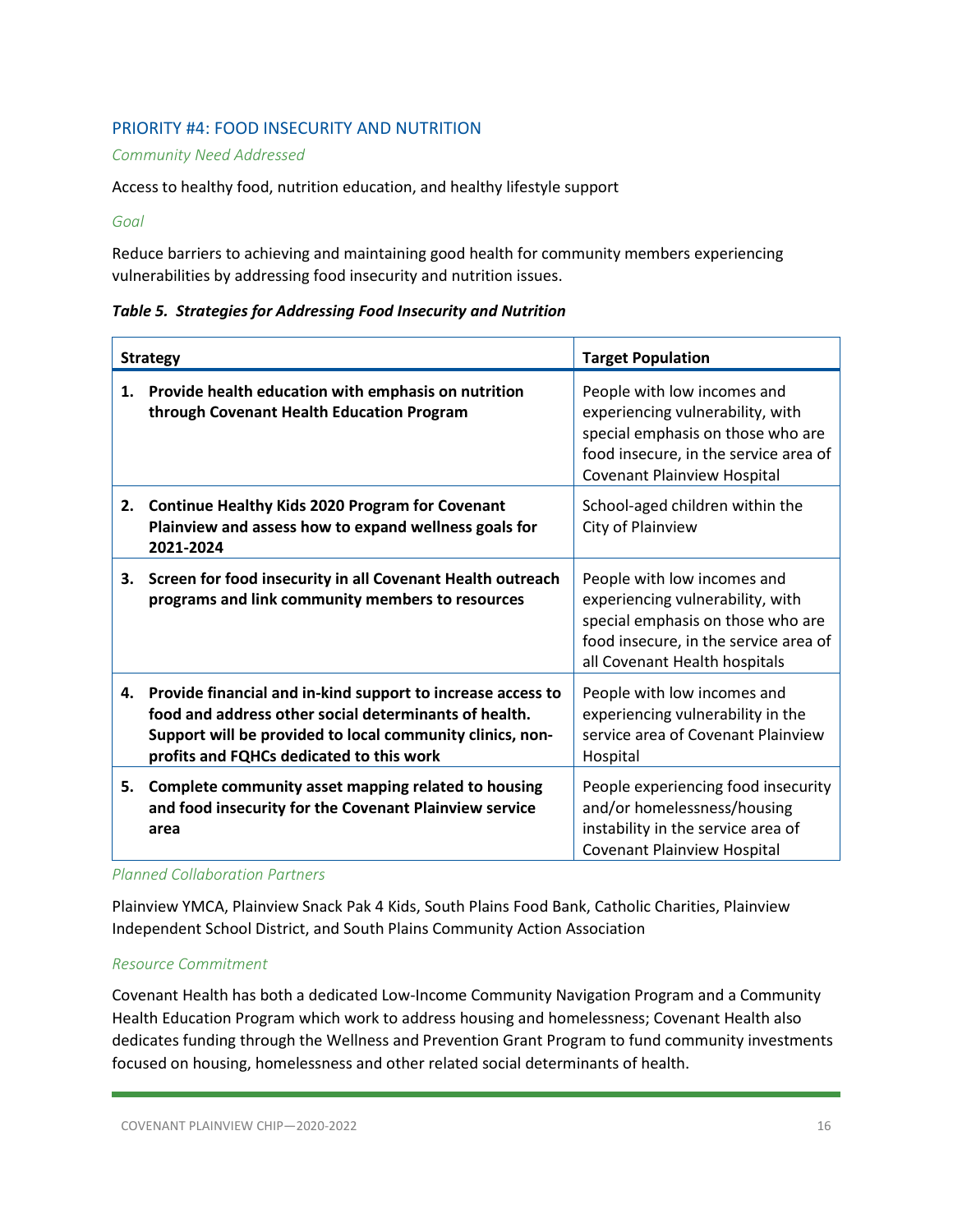## PRIORITY #4: FOOD INSECURITY AND NUTRITION

*Community Need Addressed*

Access to healthy food, nutrition education, and healthy lifestyle support

*Goal*

Reduce barriers to achieving and maintaining good health for community members experiencing vulnerabilities by addressing food insecurity and nutrition issues.

***Table 5. Strategies for Addressing Food Insecurity and Nutrition***

| Strategy | Target Population |
|---|---|
| **1. Provide health education with emphasis on nutrition through Covenant Health Education Program** | People with low incomes and experiencing vulnerability, with special emphasis on those who are food insecure, in the service area of Covenant Plainview Hospital |
| **2. Continue Healthy Kids 2020 Program for Covenant Plainview and assess how to expand wellness goals for 2021-2024** | School-aged children within the City of Plainview |
| **3. Screen for food insecurity in all Covenant Health outreach programs and link community members to resources** | People with low incomes and experiencing vulnerability, with special emphasis on those who are food insecure, in the service area of all Covenant Health hospitals |
| **4. Provide financial and in-kind support to increase access to food and address other social determinants of health. Support will be provided to local community clinics, non-profits and FQHCs dedicated to this work** | People with low incomes and experiencing vulnerability in the service area of Covenant Plainview Hospital |
| **5. Complete community asset mapping related to housing and food insecurity for the Covenant Plainview service area** | People experiencing food insecurity and/or homelessness/housing instability in the service area of Covenant Plainview Hospital |

*Planned Collaboration Partners*

Plainview YMCA, Plainview Snack Pak 4 Kids, South Plains Food Bank, Catholic Charities, Plainview Independent School District, and South Plains Community Action Association

*Resource Commitment*

Covenant Health has both a dedicated Low-Income Community Navigation Program and a Community Health Education Program which work to address housing and homelessness; Covenant Health also dedicates funding through the Wellness and Prevention Grant Program to fund community investments focused on housing, homelessness and other related social determinants of health.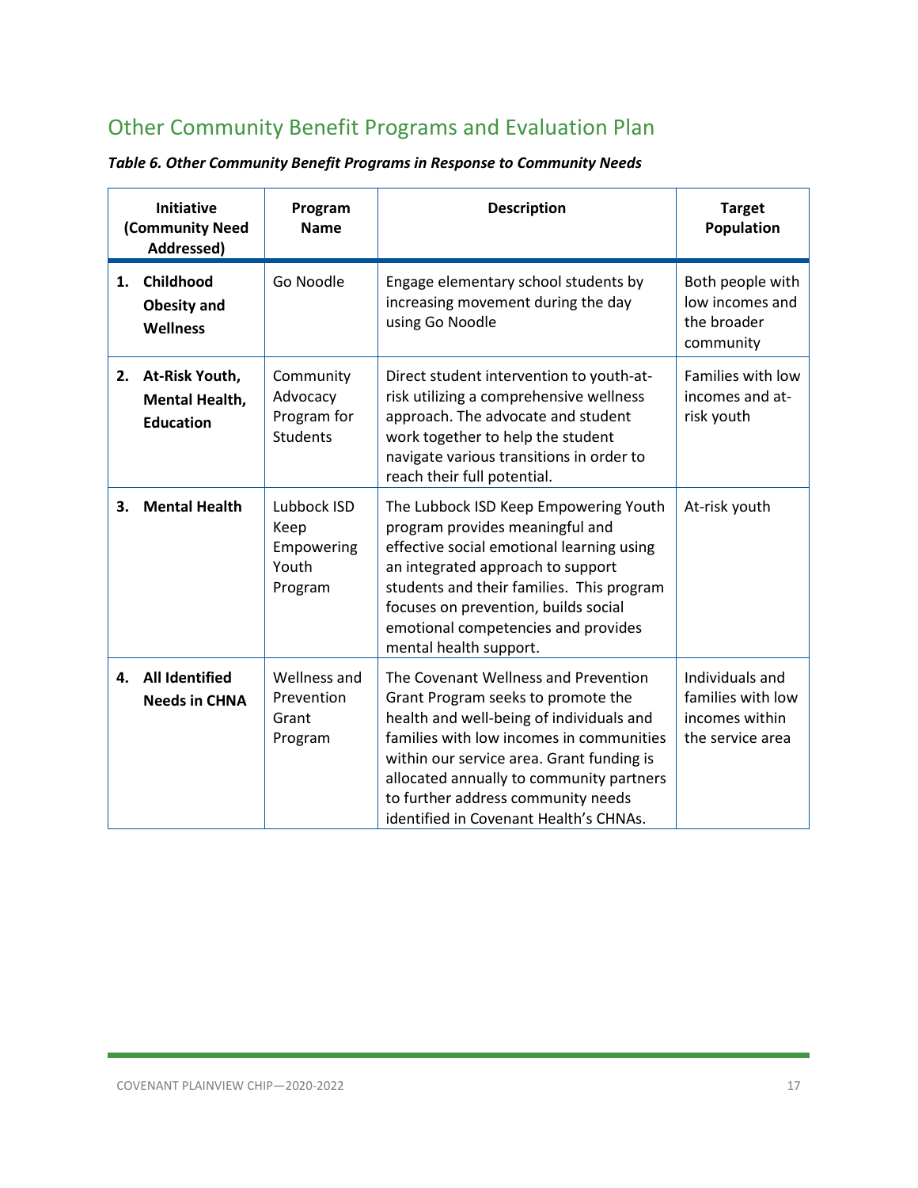## Other Community Benefit Programs and Evaluation Plan

***Table 6. Other Community Benefit Programs in Response to Community Needs***

| Initiative (Community Need Addressed) | Program Name | Description | Target Population |
|---|---|---|---|
| **1. Childhood Obesity and Wellness** | Go Noodle | Engage elementary school students by increasing movement during the day using Go Noodle | Both people with low incomes and the broader community |
| **2. At-Risk Youth, Mental Health, Education** | Community Advocacy Program for Students | Direct student intervention to youth-at-risk utilizing a comprehensive wellness approach. The advocate and student work together to help the student navigate various transitions in order to reach their full potential. | Families with low incomes and at-risk youth |
| **3. Mental Health** | Lubbock ISD Keep Empowering Youth Program | The Lubbock ISD Keep Empowering Youth program provides meaningful and effective social emotional learning using an integrated approach to support students and their families. This program focuses on prevention, builds social emotional competencies and provides mental health support. | At-risk youth |
| **4. All Identified Needs in CHNA** | Wellness and Prevention Grant Program | The Covenant Wellness and Prevention Grant Program seeks to promote the health and well-being of individuals and families with low incomes in communities within our service area. Grant funding is allocated annually to community partners to further address community needs identified in Covenant Health's CHNAs. | Individuals and families with low incomes within the service area |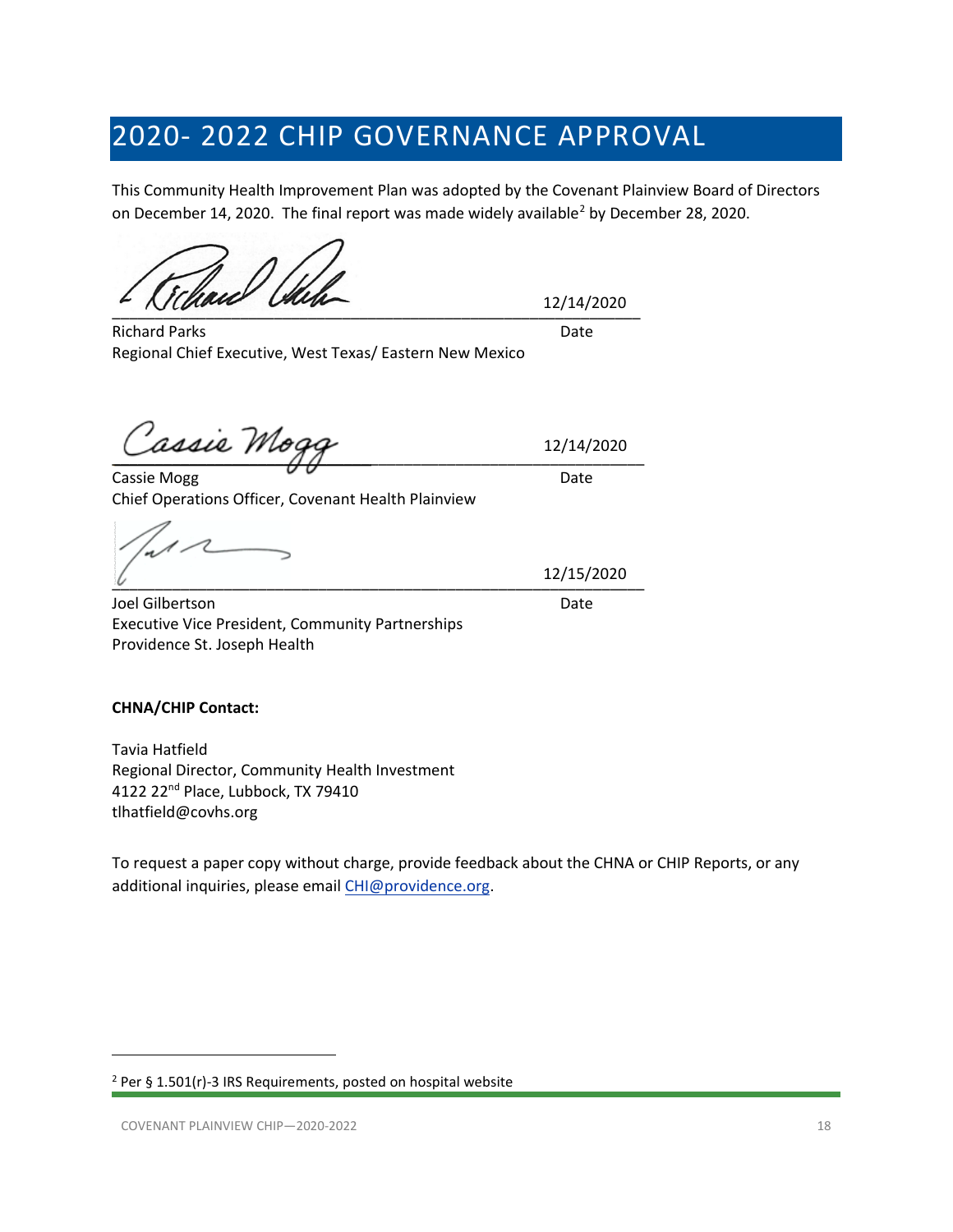# 2020- 2022 CHIP GOVERNANCE APPROVAL

This Community Health Improvement Plan was adopted by the Covenant Plainview Board of Directors on December 14, 2020. The final report was made widely available[2] by December 28, 2020.

12/14/2020

Richard Parks — Date
Regional Chief Executive, West Texas/ Eastern New Mexico

12/14/2020

Cassie Mogg — Date
Chief Operations Officer, Covenant Health Plainview

12/15/2020

Joel Gilbertson — Date
Executive Vice President, Community Partnerships
Providence St. Joseph Health

**CHNA/CHIP Contact:**

Tavia Hatfield
Regional Director, Community Health Investment
4122 22nd Place, Lubbock, TX 79410
tlhatfield@covhs.org

To request a paper copy without charge, provide feedback about the CHNA or CHIP Reports, or any additional inquiries, please email CHI@providence.org.

[2] Per § 1.501(r)-3 IRS Requirements, posted on hospital website